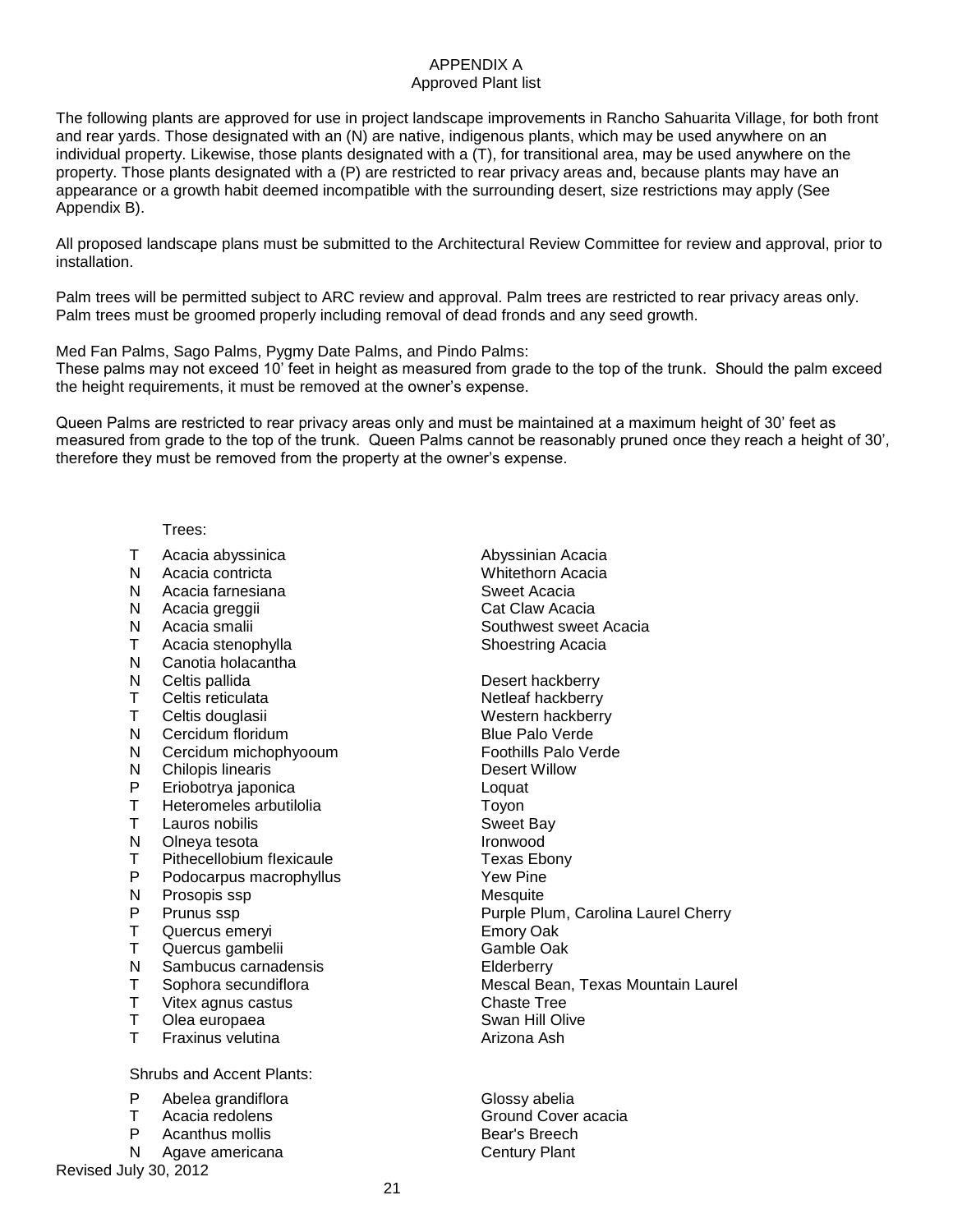# APPENDIX A
## Approved Plant list

The following plants are approved for use in project landscape improvements in Rancho Sahuarita Village, for both front and rear yards. Those designated with an (N) are native, indigenous plants, which may be used anywhere on an individual property. Likewise, those plants designated with a (T), for transitional area, may be used anywhere on the property. Those plants designated with a (P) are restricted to rear privacy areas and, because plants may have an appearance or a growth habit deemed incompatible with the surrounding desert, size restrictions may apply (See Appendix B).

All proposed landscape plans must be submitted to the Architectural Review Committee for review and approval, prior to installation.

Palm trees will be permitted subject to ARC review and approval. Palm trees are restricted to rear privacy areas only. Palm trees must be groomed properly including removal of dead fronds and any seed growth.

Med Fan Palms, Sago Palms, Pygmy Date Palms, and Pindo Palms:
These palms may not exceed 10' feet in height as measured from grade to the top of the trunk. Should the palm exceed the height requirements, it must be removed at the owner's expense.

Queen Palms are restricted to rear privacy areas only and must be maintained at a maximum height of 30' feet as measured from grade to the top of the trunk. Queen Palms cannot be reasonably pruned once they reach a height of 30', therefore they must be removed from the property at the owner's expense.

Trees:

| | | |
|---|---|---|
| T | Acacia abyssinica | Abyssinian Acacia |
| N | Acacia contricta | Whitethorn Acacia |
| N | Acacia farnesiana | Sweet Acacia |
| N | Acacia greggii | Cat Claw Acacia |
| N | Acacia smalii | Southwest sweet Acacia |
| T | Acacia stenophylla | Shoestring Acacia |
| N | Canotia holacantha | |
| N | Celtis pallida | Desert hackberry |
| T | Celtis reticulata | Netleaf hackberry |
| T | Celtis douglasii | Western hackberry |
| N | Cercidum floridum | Blue Palo Verde |
| N | Cercidum michophyooum | Foothills Palo Verde |
| N | Chilopis linearis | Desert Willow |
| P | Eriobotrya japonica | Loquat |
| T | Heteromeles arbutilolia | Toyon |
| T | Lauros nobilis | Sweet Bay |
| N | Olneya tesota | Ironwood |
| T | Pithecellobium flexicaule | Texas Ebony |
| P | Podocarpus macrophyllus | Yew Pine |
| N | Prosopis ssp | Mesquite |
| P | Prunus ssp | Purple Plum, Carolina Laurel Cherry |
| T | Quercus emeryi | Emory Oak |
| T | Quercus gambelii | Gamble Oak |
| N | Sambucus carnadensis | Elderberry |
| T | Sophora secundiflora | Mescal Bean, Texas Mountain Laurel |
| T | Vitex agnus castus | Chaste Tree |
| T | Olea europaea | Swan Hill Olive |
| T | Fraxinus velutina | Arizona Ash |

Shrubs and Accent Plants:

| | | |
|---|---|---|
| P | Abelea grandiflora | Glossy abelia |
| T | Acacia redolens | Ground Cover acacia |
| P | Acanthus mollis | Bear's Breech |
| N | Agave americana | Century Plant |

Revised July 30, 2012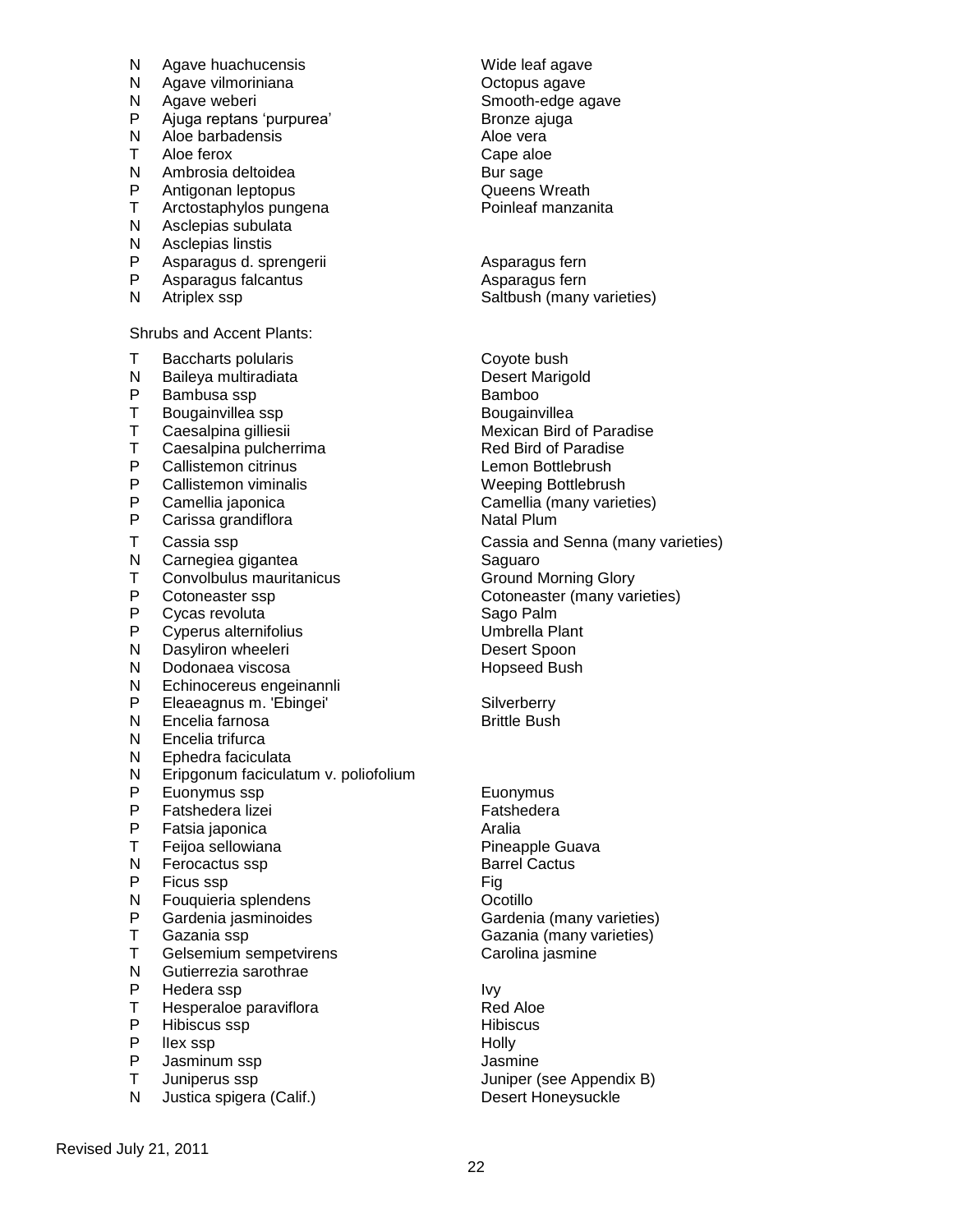| | | |
|---|---|---|
| N | Agave huachucensis | Wide leaf agave |
| N | Agave vilmoriniana | Octopus agave |
| N | Agave weberi | Smooth-edge agave |
| P | Ajuga reptans ‘purpurea’ | Bronze ajuga |
| N | Aloe barbadensis | Aloe vera |
| T | Aloe ferox | Cape aloe |
| N | Ambrosia deltoidea | Bur sage |
| P | Antigonan leptopus | Queens Wreath |
| T | Arctostaphylos pungena | Poinleaf manzanita |
| N | Asclepias subulata | |
| N | Asclepias linstis | |
| P | Asparagus d. sprengerii | Asparagus fern |
| P | Asparagus falcantus | Asparagus fern |
| N | Atriplex ssp | Saltbush (many varieties) |

Shrubs and Accent Plants:

| | | |
|---|---|---|
| T | Baccharts polularis | Coyote bush |
| N | Baileya multiradiata | Desert Marigold |
| P | Bambusa ssp | Bamboo |
| T | Bougainvillea ssp | Bougainvillea |
| T | Caesalpina gilliesii | Mexican Bird of Paradise |
| T | Caesalpina pulcherrima | Red Bird of Paradise |
| P | Callistemon citrinus | Lemon Bottlebrush |
| P | Callistemon viminalis | Weeping Bottlebrush |
| P | Camellia japonica | Camellia (many varieties) |
| P | Carissa grandiflora | Natal Plum |
| T | Cassia ssp | Cassia and Senna (many varieties) |
| N | Carnegiea gigantea | Saguaro |
| T | Convolbulus mauritanicus | Ground Morning Glory |
| P | Cotoneaster ssp | Cotoneaster (many varieties) |
| P | Cycas revoluta | Sago Palm |
| P | Cyperus alternifolius | Umbrella Plant |
| N | Dasyliron wheeleri | Desert Spoon |
| N | Dodonaea viscosa | Hopseed Bush |
| N | Echinocereus engeinannli | |
| P | Eleaeagnus m. 'Ebingei' | Silverberry |
| N | Encelia farnosa | Brittle Bush |
| N | Encelia trifurca | |
| N | Ephedra faciculata | |
| N | Eripgonum faciculatum v. poliofolium | |
| P | Euonymus ssp | Euonymus |
| P | Fatshedera lizei | Fatshedera |
| P | Fatsia japonica | Aralia |
| T | Feijoa sellowiana | Pineapple Guava |
| N | Ferocactus ssp | Barrel Cactus |
| P | Ficus ssp | Fig |
| N | Fouquieria splendens | Ocotillo |
| P | Gardenia jasminoides | Gardenia (many varieties) |
| T | Gazania ssp | Gazania (many varieties) |
| T | Gelsemium sempetvirens | Carolina jasmine |
| N | Gutierrezia sarothrae | |
| P | Hedera ssp | Ivy |
| T | Hesperaloe paraviflora | Red Aloe |
| P | Hibiscus ssp | Hibiscus |
| P | Ilex ssp | Holly |
| P | Jasminum ssp | Jasmine |
| T | Juniperus ssp | Juniper (see Appendix B) |
| N | Justica spigera (Calif.) | Desert Honeysuckle |

Revised July 21, 2011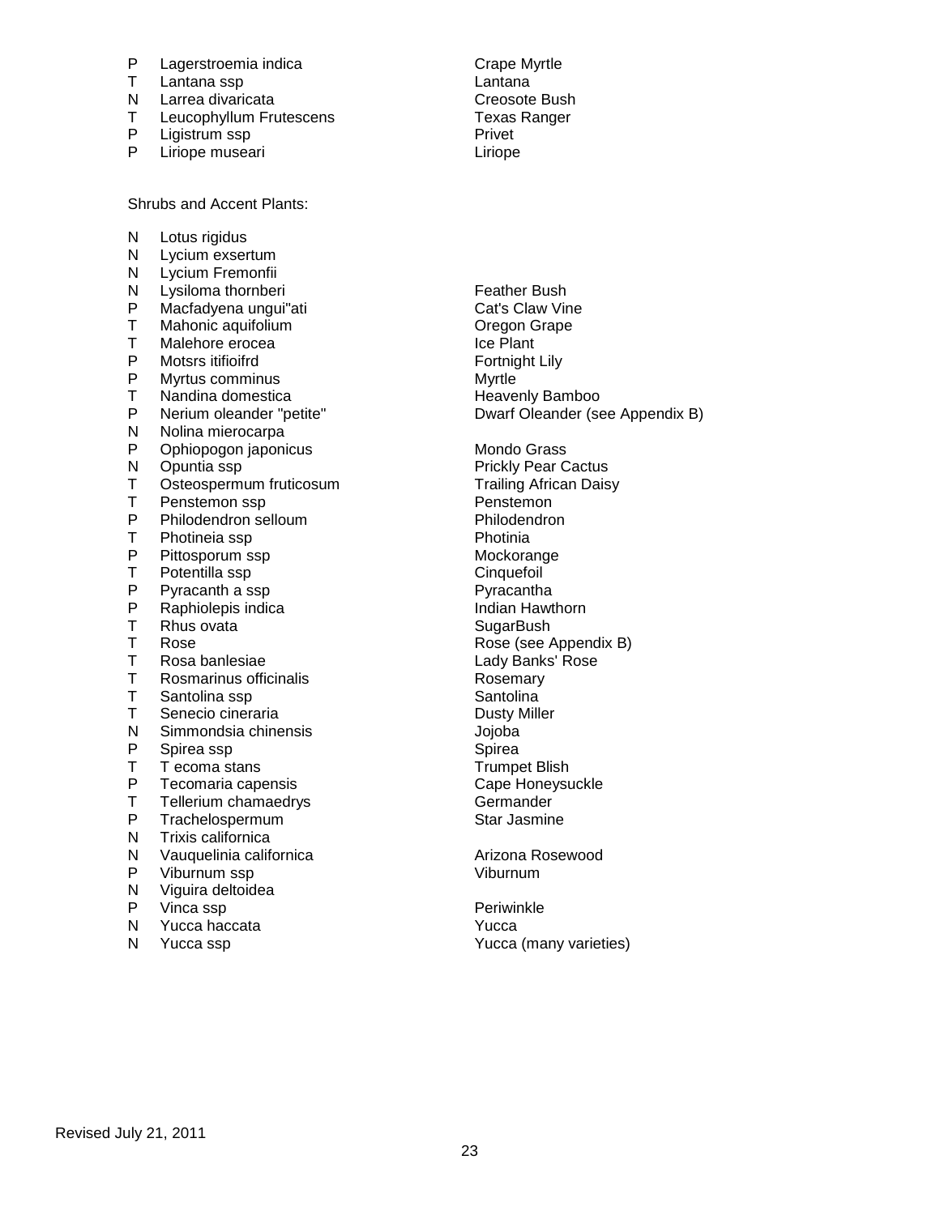| | | |
|---|---|---|
| P | Lagerstroemia indica | Crape Myrtle |
| T | Lantana ssp | Lantana |
| N | Larrea divaricata | Creosote Bush |
| T | Leucophyllum Frutescens | Texas Ranger |
| P | Ligistrum ssp | Privet |
| P | Liriope museari | Liriope |

Shrubs and Accent Plants:

| | | |
|---|---|---|
| N | Lotus rigidus | |
| N | Lycium exsertum | |
| N | Lycium Fremonfii | |
| N | Lysiloma thornberi | Feather Bush |
| P | Macfadyena ungui"ati | Cat's Claw Vine |
| T | Mahonic aquifolium | Oregon Grape |
| T | Malehore erocea | Ice Plant |
| P | Motsrs itifioifrd | Fortnight Lily |
| P | Myrtus comminus | Myrtle |
| T | Nandina domestica | Heavenly Bamboo |
| P | Nerium oleander "petite" | Dwarf Oleander (see Appendix B) |
| N | Nolina mierocarpa | |
| P | Ophiopogon japonicus | Mondo Grass |
| N | Opuntia ssp | Prickly Pear Cactus |
| T | Osteospermum fruticosum | Trailing African Daisy |
| T | Penstemon ssp | Penstemon |
| P | Philodendron selloum | Philodendron |
| T | Photineia ssp | Photinia |
| P | Pittosporum ssp | Mockorange |
| T | Potentilla ssp | Cinquefoil |
| P | Pyracanth a ssp | Pyracantha |
| P | Raphiolepis indica | Indian Hawthorn |
| T | Rhus ovata | SugarBush |
| T | Rose | Rose (see Appendix B) |
| T | Rosa banlesiae | Lady Banks' Rose |
| T | Rosmarinus officinalis | Rosemary |
| T | Santolina ssp | Santolina |
| T | Senecio cineraria | Dusty Miller |
| N | Simmondsia chinensis | Jojoba |
| P | Spirea ssp | Spirea |
| T | T ecoma stans | Trumpet Blish |
| P | Tecomaria capensis | Cape Honeysuckle |
| T | Tellerium chamaedrys | Germander |
| P | Trachelospermum | Star Jasmine |
| N | Trixis californica | |
| N | Vauquelinia californica | Arizona Rosewood |
| P | Viburnum ssp | Viburnum |
| N | Viguira deltoidea | |
| P | Vinca ssp | Periwinkle |
| N | Yucca haccata | Yucca |
| N | Yucca ssp | Yucca (many varieties) |

Revised July 21, 2011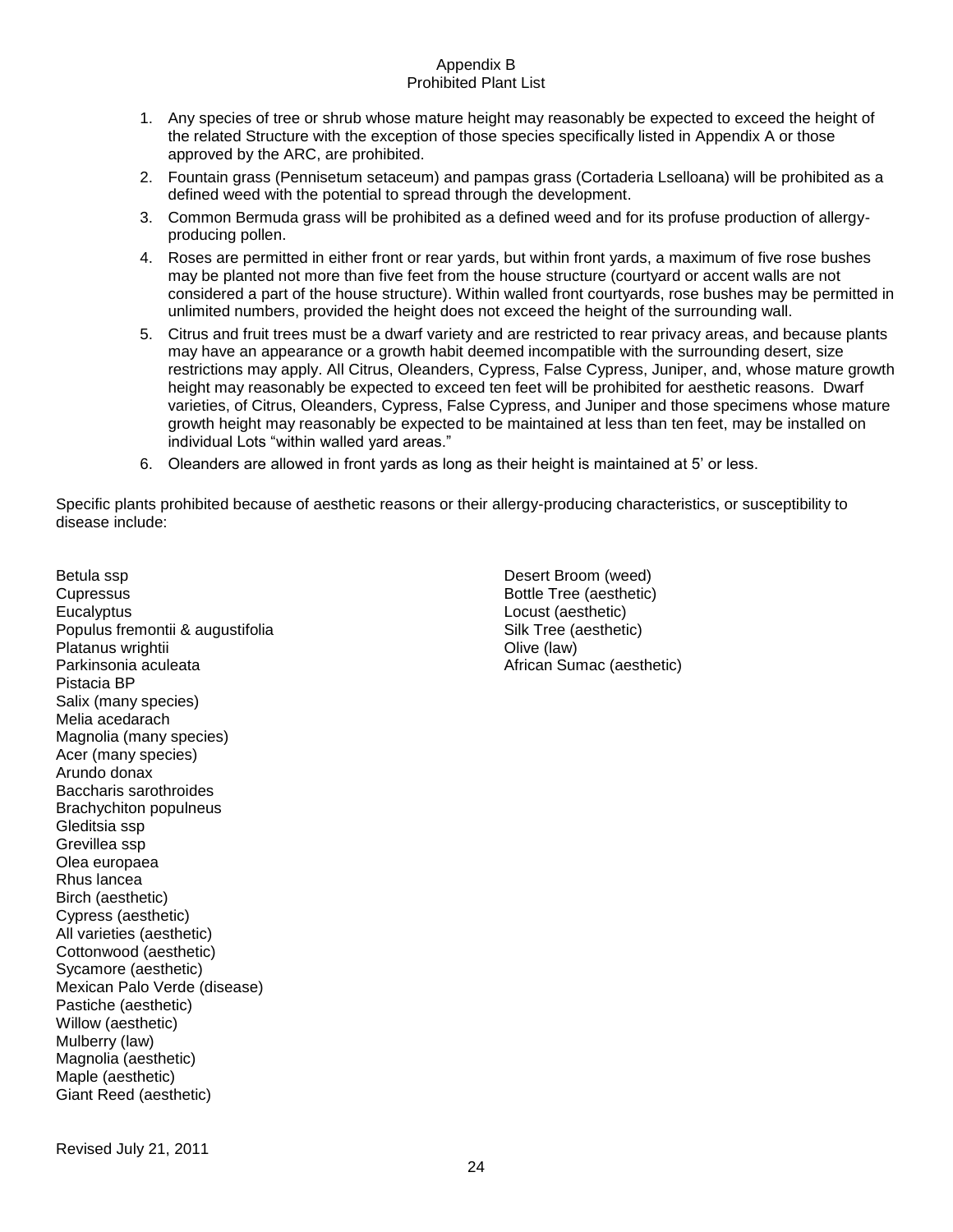# Appendix B
## Prohibited Plant List

1. Any species of tree or shrub whose mature height may reasonably be expected to exceed the height of the related Structure with the exception of those species specifically listed in Appendix A or those approved by the ARC, are prohibited.
2. Fountain grass (Pennisetum setaceum) and pampas grass (Cortaderia Lselloana) will be prohibited as a defined weed with the potential to spread through the development.
3. Common Bermuda grass will be prohibited as a defined weed and for its profuse production of allergy-producing pollen.
4. Roses are permitted in either front or rear yards, but within front yards, a maximum of five rose bushes may be planted not more than five feet from the house structure (courtyard or accent walls are not considered a part of the house structure). Within walled front courtyards, rose bushes may be permitted in unlimited numbers, provided the height does not exceed the height of the surrounding wall.
5. Citrus and fruit trees must be a dwarf variety and are restricted to rear privacy areas, and because plants may have an appearance or a growth habit deemed incompatible with the surrounding desert, size restrictions may apply. All Citrus, Oleanders, Cypress, False Cypress, Juniper, and, whose mature growth height may reasonably be expected to exceed ten feet will be prohibited for aesthetic reasons. Dwarf varieties, of Citrus, Oleanders, Cypress, False Cypress, and Juniper and those specimens whose mature growth height may reasonably be expected to be maintained at less than ten feet, may be installed on individual Lots "within walled yard areas."
6. Oleanders are allowed in front yards as long as their height is maintained at 5' or less.

Specific plants prohibited because of aesthetic reasons or their allergy-producing characteristics, or susceptibility to disease include:

Betula ssp
Cupressus
Eucalyptus
Populus fremontii & augustifolia
Platanus wrightii
Parkinsonia aculeata
Pistacia BP
Salix (many species)
Melia acedarach
Magnolia (many species)
Acer (many species)
Arundo donax
Baccharis sarothroides
Brachychiton populneus
Gleditsia ssp
Grevillea ssp
Olea europaea
Rhus lancea
Birch (aesthetic)
Cypress (aesthetic)
All varieties (aesthetic)
Cottonwood (aesthetic)
Sycamore (aesthetic)
Mexican Palo Verde (disease)
Pastiche (aesthetic)
Willow (aesthetic)
Mulberry (law)
Magnolia (aesthetic)
Maple (aesthetic)
Giant Reed (aesthetic)
Desert Broom (weed)
Bottle Tree (aesthetic)
Locust (aesthetic)
Silk Tree (aesthetic)
Olive (law)
African Sumac (aesthetic)

Revised July 21, 2011